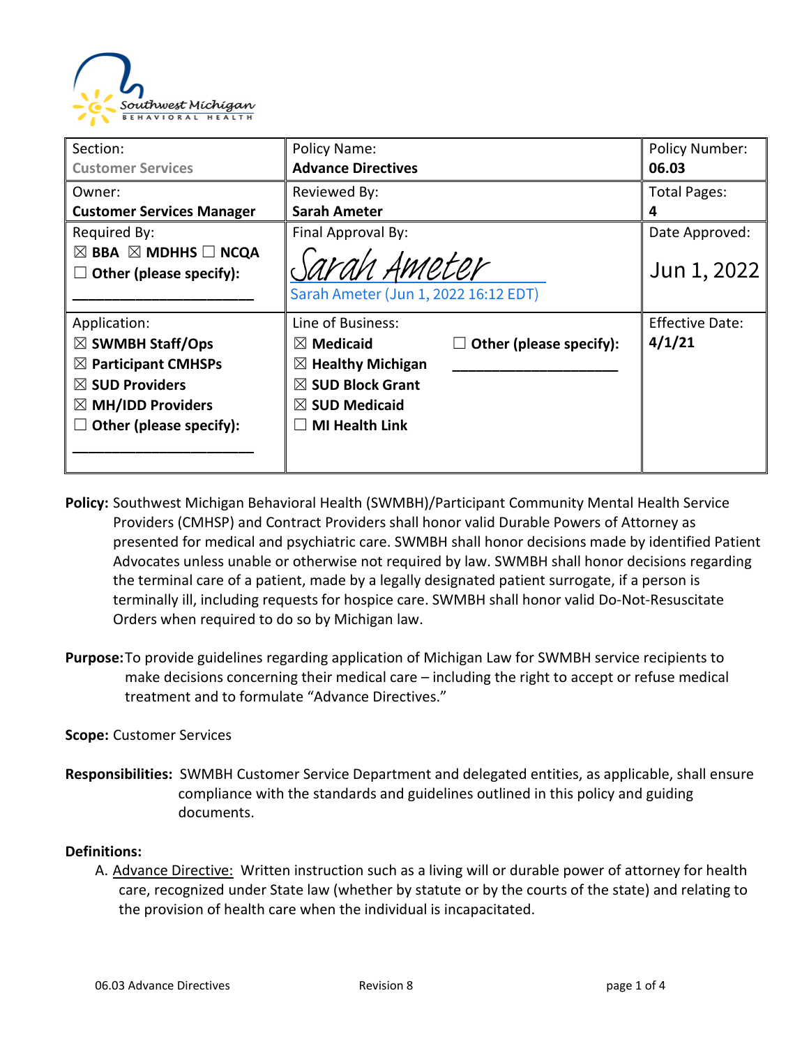Southwest Michigan BEHAVIORAL HEALTH

| Section: Customer Services | Policy Name: **Advance Directives** | Policy Number: **06.03** |
|---|---|---|
| Owner: **Customer Services Manager** | Reviewed By: **Sarah Ameter** | Total Pages: **4** |
| Required By: ☒ **BBA** ☒ **MDHHS** ☐ **NCQA** ☐ **Other (please specify):** ______________________ | Final Approval By: Sarah Ameter — Sarah Ameter (Jun 1, 2022 16:12 EDT) | Date Approved: Jun 1, 2022 |
| Application: ☒ **SWMBH Staff/Ops** ☒ **Participant CMHSPs** ☒ **SUD Providers** ☒ **MH/IDD Providers** ☐ **Other (please specify):** ______________________ | Line of Business: ☒ **Medicaid** ☒ **Healthy Michigan** ☒ **SUD Block Grant** ☒ **SUD Medicaid** ☐ **MI Health Link** ☐ **Other (please specify):** ______________________ | Effective Date: **4/1/21** |

**Policy:** Southwest Michigan Behavioral Health (SWMBH)/Participant Community Mental Health Service Providers (CMHSP) and Contract Providers shall honor valid Durable Powers of Attorney as presented for medical and psychiatric care. SWMBH shall honor decisions made by identified Patient Advocates unless unable or otherwise not required by law. SWMBH shall honor decisions regarding the terminal care of a patient, made by a legally designated patient surrogate, if a person is terminally ill, including requests for hospice care. SWMBH shall honor valid Do-Not-Resuscitate Orders when required to do so by Michigan law.

**Purpose:** To provide guidelines regarding application of Michigan Law for SWMBH service recipients to make decisions concerning their medical care – including the right to accept or refuse medical treatment and to formulate "Advance Directives."

**Scope:** Customer Services

**Responsibilities:** SWMBH Customer Service Department and delegated entities, as applicable, shall ensure compliance with the standards and guidelines outlined in this policy and guiding documents.

**Definitions:**

A. Advance Directive: Written instruction such as a living will or durable power of attorney for health care, recognized under State law (whether by statute or by the courts of the state) and relating to the provision of health care when the individual is incapacitated.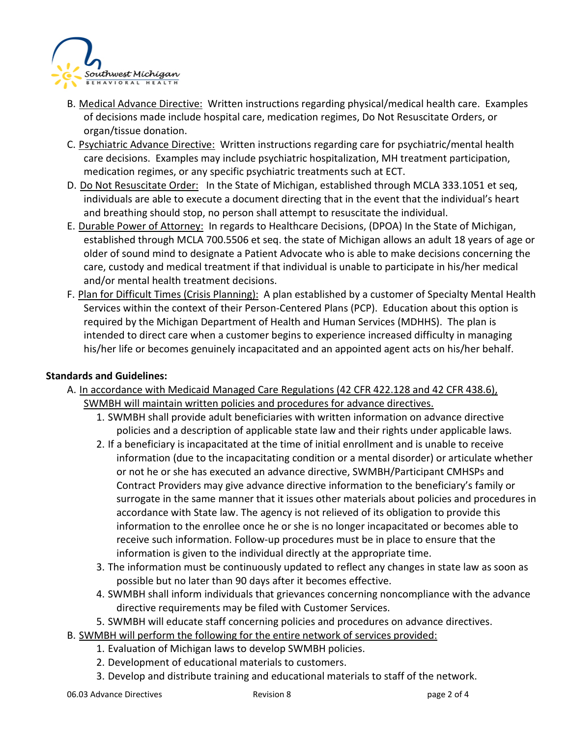B. Medical Advance Directive: Written instructions regarding physical/medical health care. Examples of decisions made include hospital care, medication regimes, Do Not Resuscitate Orders, or organ/tissue donation.

C. Psychiatric Advance Directive: Written instructions regarding care for psychiatric/mental health care decisions. Examples may include psychiatric hospitalization, MH treatment participation, medication regimes, or any specific psychiatric treatments such at ECT.

D. Do Not Resuscitate Order: In the State of Michigan, established through MCLA 333.1051 et seq, individuals are able to execute a document directing that in the event that the individual's heart and breathing should stop, no person shall attempt to resuscitate the individual.

E. Durable Power of Attorney: In regards to Healthcare Decisions, (DPOA) In the State of Michigan, established through MCLA 700.5506 et seq. the state of Michigan allows an adult 18 years of age or older of sound mind to designate a Patient Advocate who is able to make decisions concerning the care, custody and medical treatment if that individual is unable to participate in his/her medical and/or mental health treatment decisions.

F. Plan for Difficult Times (Crisis Planning): A plan established by a customer of Specialty Mental Health Services within the context of their Person-Centered Plans (PCP). Education about this option is required by the Michigan Department of Health and Human Services (MDHHS). The plan is intended to direct care when a customer begins to experience increased difficulty in managing his/her life or becomes genuinely incapacitated and an appointed agent acts on his/her behalf.

**Standards and Guidelines:**

A. In accordance with Medicaid Managed Care Regulations (42 CFR 422.128 and 42 CFR 438.6), SWMBH will maintain written policies and procedures for advance directives.
   1. SWMBH shall provide adult beneficiaries with written information on advance directive policies and a description of applicable state law and their rights under applicable laws.
   2. If a beneficiary is incapacitated at the time of initial enrollment and is unable to receive information (due to the incapacitating condition or a mental disorder) or articulate whether or not he or she has executed an advance directive, SWMBH/Participant CMHSPs and Contract Providers may give advance directive information to the beneficiary's family or surrogate in the same manner that it issues other materials about policies and procedures in accordance with State law. The agency is not relieved of its obligation to provide this information to the enrollee once he or she is no longer incapacitated or becomes able to receive such information. Follow-up procedures must be in place to ensure that the information is given to the individual directly at the appropriate time.
   3. The information must be continuously updated to reflect any changes in state law as soon as possible but no later than 90 days after it becomes effective.
   4. SWMBH shall inform individuals that grievances concerning noncompliance with the advance directive requirements may be filed with Customer Services.
   5. SWMBH will educate staff concerning policies and procedures on advance directives.

B. SWMBH will perform the following for the entire network of services provided:
   1. Evaluation of Michigan laws to develop SWMBH policies.
   2. Development of educational materials to customers.
   3. Develop and distribute training and educational materials to staff of the network.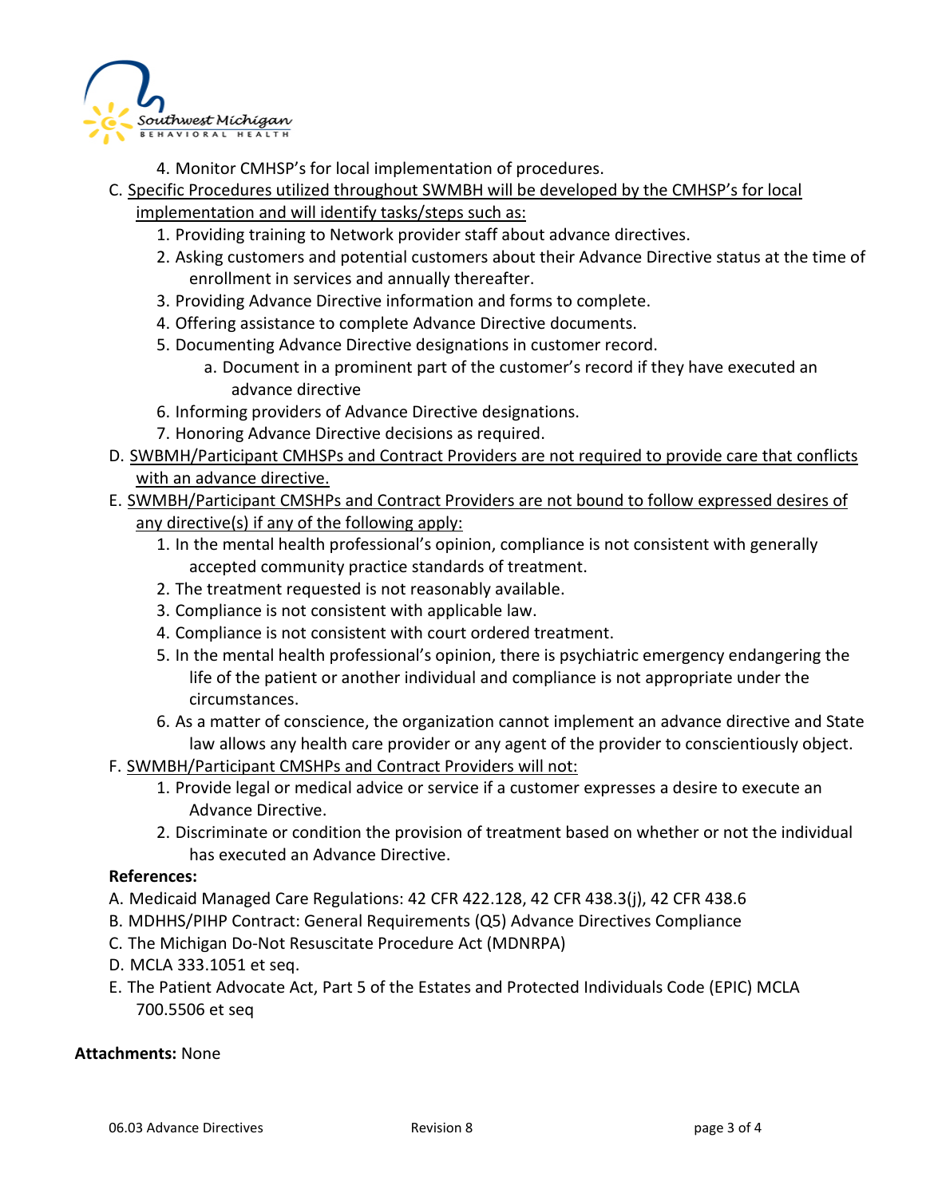4. Monitor CMHSP's for local implementation of procedures.

C. <u>Specific Procedures utilized throughout SWMBH will be developed by the CMHSP's for local implementation and will identify tasks/steps such as:</u>
   1. Providing training to Network provider staff about advance directives.
   2. Asking customers and potential customers about their Advance Directive status at the time of enrollment in services and annually thereafter.
   3. Providing Advance Directive information and forms to complete.
   4. Offering assistance to complete Advance Directive documents.
   5. Documenting Advance Directive designations in customer record.
      a. Document in a prominent part of the customer's record if they have executed an advance directive
   6. Informing providers of Advance Directive designations.
   7. Honoring Advance Directive decisions as required.

D. <u>SWBMH/Participant CMHSPs and Contract Providers are not required to provide care that conflicts with an advance directive.</u>

E. <u>SWMBH/Participant CMSHPs and Contract Providers are not bound to follow expressed desires of any directive(s) if any of the following apply:</u>
   1. In the mental health professional's opinion, compliance is not consistent with generally accepted community practice standards of treatment.
   2. The treatment requested is not reasonably available.
   3. Compliance is not consistent with applicable law.
   4. Compliance is not consistent with court ordered treatment.
   5. In the mental health professional's opinion, there is psychiatric emergency endangering the life of the patient or another individual and compliance is not appropriate under the circumstances.
   6. As a matter of conscience, the organization cannot implement an advance directive and State law allows any health care provider or any agent of the provider to conscientiously object.

F. <u>SWMBH/Participant CMSHPs and Contract Providers will not:</u>
   1. Provide legal or medical advice or service if a customer expresses a desire to execute an Advance Directive.
   2. Discriminate or condition the provision of treatment based on whether or not the individual has executed an Advance Directive.

**References:**

A. Medicaid Managed Care Regulations: 42 CFR 422.128, 42 CFR 438.3(j), 42 CFR 438.6

B. MDHHS/PIHP Contract: General Requirements (Q5) Advance Directives Compliance

C. The Michigan Do-Not Resuscitate Procedure Act (MDNRPA)

D. MCLA 333.1051 et seq.

E. The Patient Advocate Act, Part 5 of the Estates and Protected Individuals Code (EPIC) MCLA 700.5506 et seq

**Attachments:** None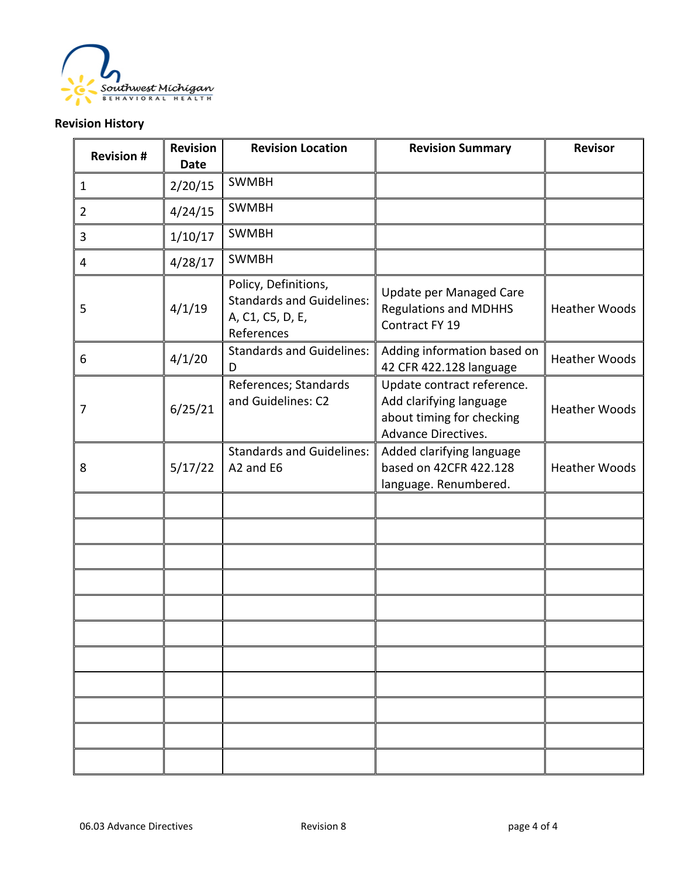**Revision History**

| Revision # | Revision Date | Revision Location | Revision Summary | Revisor |
|---|---|---|---|---|
| 1 | 2/20/15 | SWMBH | | |
| 2 | 4/24/15 | SWMBH | | |
| 3 | 1/10/17 | SWMBH | | |
| 4 | 4/28/17 | SWMBH | | |
| 5 | 4/1/19 | Policy, Definitions, Standards and Guidelines: A, C1, C5, D, E, References | Update per Managed Care Regulations and MDHHS Contract FY 19 | Heather Woods |
| 6 | 4/1/20 | Standards and Guidelines: D | Adding information based on 42 CFR 422.128 language | Heather Woods |
| 7 | 6/25/21 | References; Standards and Guidelines: C2 | Update contract reference. Add clarifying language about timing for checking Advance Directives. | Heather Woods |
| 8 | 5/17/22 | Standards and Guidelines: A2 and E6 | Added clarifying language based on 42CFR 422.128 language. Renumbered. | Heather Woods |
| | | | | |
| | | | | |
| | | | | |
| | | | | |
| | | | | |
| | | | | |
| | | | | |
| | | | | |
| | | | | |
| | | | | |
| | | | | |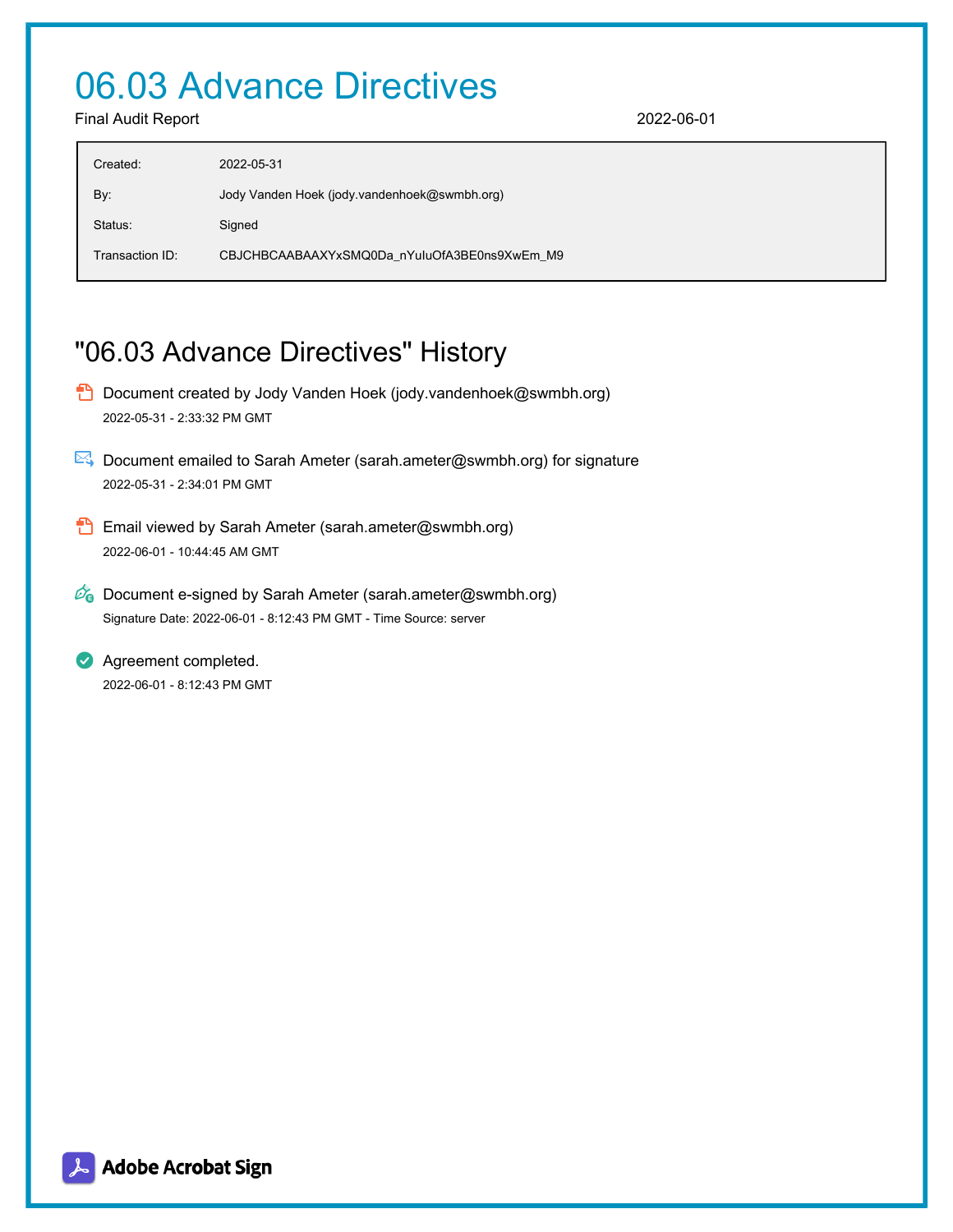# 06.03 Advance Directives

Final Audit Report 2022-06-01

| | |
|---|---|
| Created: | 2022-05-31 |
| By: | Jody Vanden Hoek (jody.vandenhoek@swmbh.org) |
| Status: | Signed |
| Transaction ID: | CBJCHBCAABAAXYxSMQ0Da_nYuIuOfA3BE0ns9XwEm_M9 |

## "06.03 Advance Directives" History

- Document created by Jody Vanden Hoek (jody.vandenhoek@swmbh.org)
  2022-05-31 - 2:33:32 PM GMT

- Document emailed to Sarah Ameter (sarah.ameter@swmbh.org) for signature
  2022-05-31 - 2:34:01 PM GMT

- Email viewed by Sarah Ameter (sarah.ameter@swmbh.org)
  2022-06-01 - 10:44:45 AM GMT

- Document e-signed by Sarah Ameter (sarah.ameter@swmbh.org)
  Signature Date: 2022-06-01 - 8:12:43 PM GMT - Time Source: server

- Agreement completed.
  2022-06-01 - 8:12:43 PM GMT

Adobe Acrobat Sign